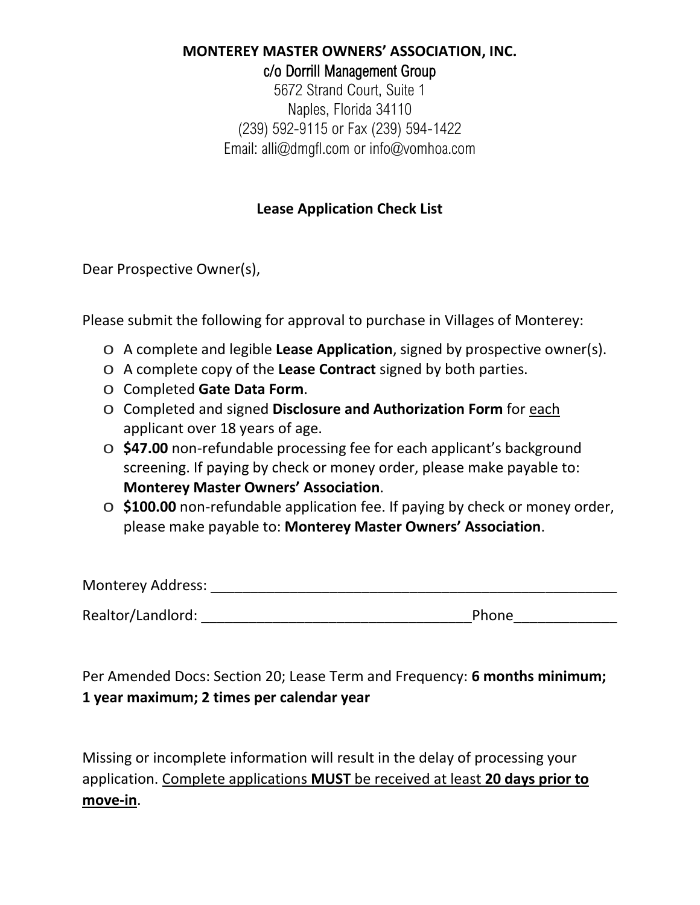**MONTEREY MASTER OWNERS' ASSOCIATION, INC.**

c/o Dorrill Management Group

5672 Strand Court, Suite 1

Naples, Florida 34110

(239) 592-9115 or Fax (239) 594-1422

Email: alli@dmgfl.com or info@vomhoa.com

**Lease Application Check List**

Dear Prospective Owner(s),

Please submit the following for approval to purchase in Villages of Monterey:

- A complete and legible **Lease Application**, signed by prospective owner(s).
- A complete copy of the **Lease Contract** signed by both parties.
- Completed **Gate Data Form**.
- Completed and signed **Disclosure and Authorization Form** for <u>each</u> applicant over 18 years of age.
- **$47.00** non-refundable processing fee for each applicant's background screening. If paying by check or money order, please make payable to: **Monterey Master Owners' Association**.
- **$100.00** non-refundable application fee. If paying by check or money order, please make payable to: **Monterey Master Owners' Association**.

Monterey Address: _______________________________________________

Realtor/Landlord: ______________________________Phone____________

Per Amended Docs: Section 20; Lease Term and Frequency: **6 months minimum; 1 year maximum; 2 times per calendar year**

Missing or incomplete information will result in the delay of processing your application. <u>Complete applications **MUST** be received at least **20 days prior to move-in**</u>.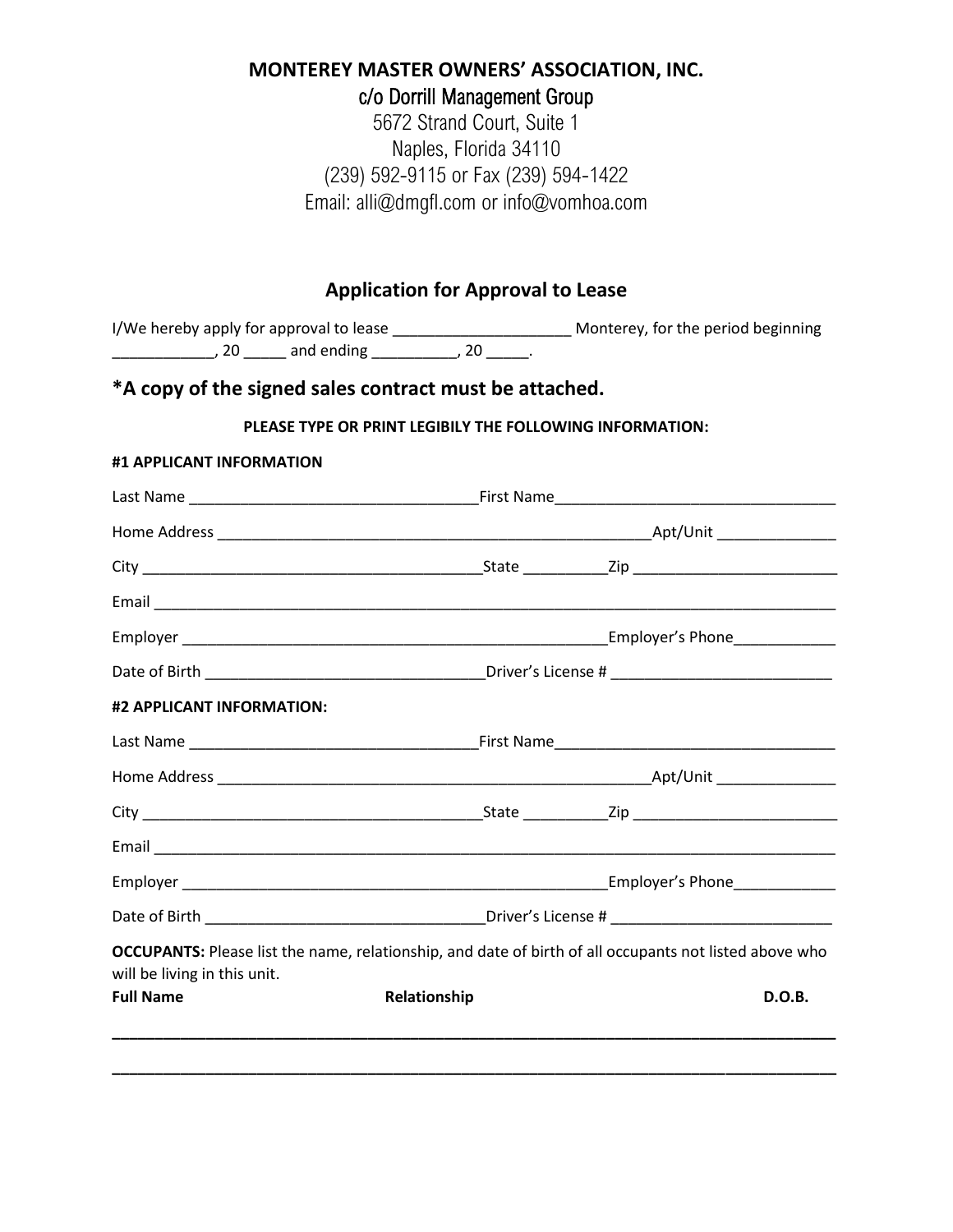**MONTEREY MASTER OWNERS' ASSOCIATION, INC.**

c/o Dorrill Management Group

5672 Strand Court, Suite 1

Naples, Florida 34110

(239) 592-9115 or Fax (239) 594-1422

Email: alli@dmgfl.com or info@vomhoa.com

## Application for Approval to Lease

I/We hereby apply for approval to lease _____________________ Monterey, for the period beginning ____________, 20 _____ and ending __________, 20 _____.

### *A copy of the signed sales contract must be attached.

**PLEASE TYPE OR PRINT LEGIBILY THE FOLLOWING INFORMATION:**

**#1 APPLICANT INFORMATION**

Last Name __________________________________First Name_________________________________

Home Address ____________________________________________________Apt/Unit ______________

City _________________________________________State __________Zip ________________________

Email _______________________________________________________________________________

Employer ___________________________________________________Employer's Phone____________

Date of Birth _________________________________Driver's License # __________________________

**#2 APPLICANT INFORMATION:**

Last Name __________________________________First Name_________________________________

Home Address ____________________________________________________Apt/Unit ______________

City _________________________________________State __________Zip ________________________

Email _______________________________________________________________________________

Employer ___________________________________________________Employer's Phone____________

Date of Birth _________________________________Driver's License # __________________________

**OCCUPANTS:** Please list the name, relationship, and date of birth of all occupants not listed above who will be living in this unit.

| **Full Name** | **Relationship** | **D.O.B.** |
|---|---|---|
| | | |
| | | |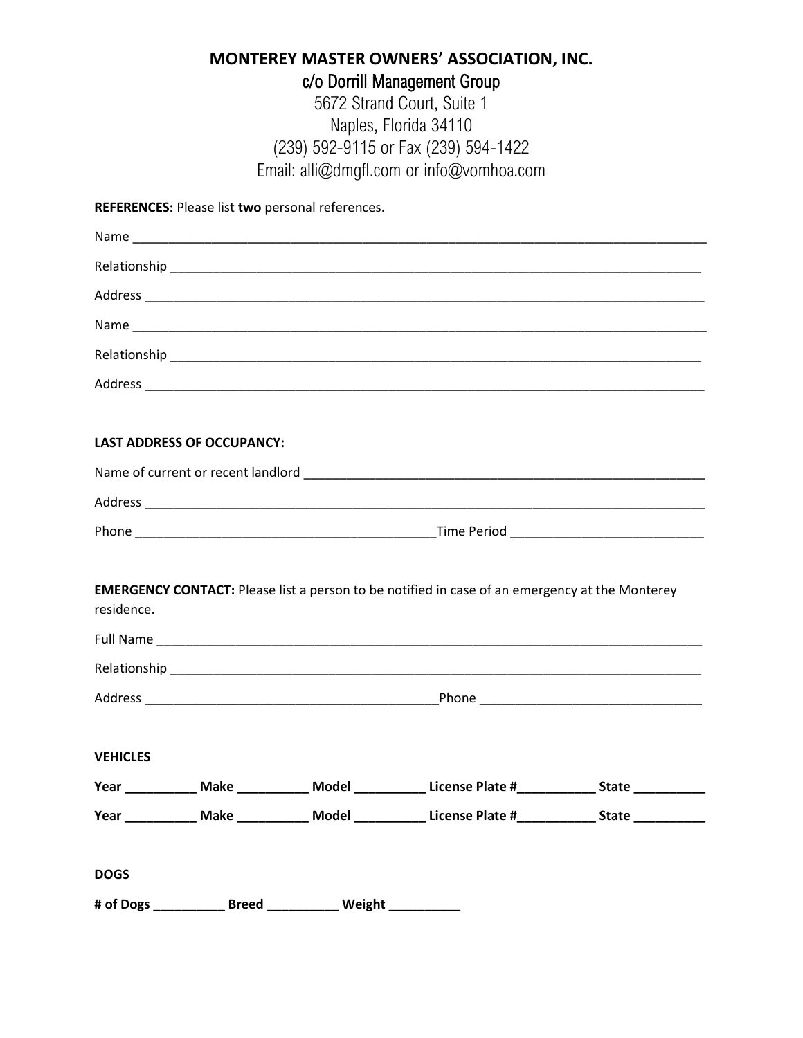**MONTEREY MASTER OWNERS' ASSOCIATION, INC.**

c/o Dorrill Management Group

5672 Strand Court, Suite 1

Naples, Florida 34110

(239) 592-9115 or Fax (239) 594-1422

Email: alli@dmgfl.com or info@vomhoa.com

**REFERENCES:** Please list **two** personal references.

Name ___________________________________________________________________________________

Relationship _____________________________________________________________________________

Address _________________________________________________________________________________

Name ___________________________________________________________________________________

Relationship _____________________________________________________________________________

Address _________________________________________________________________________________

**LAST ADDRESS OF OCCUPANCY:**

Name of current or recent landlord ___________________________________________________________

Address _________________________________________________________________________________

Phone ___________________________________________Time Period ___________________________

**EMERGENCY CONTACT:** Please list a person to be notified in case of an emergency at the Monterey residence.

Full Name _______________________________________________________________________________

Relationship _____________________________________________________________________________

Address _________________________________________Phone ______________________________

**VEHICLES**

**Year __________ Make __________ Model __________ License Plate #___________ State __________**

**Year __________ Make __________ Model __________ License Plate #___________ State __________**

**DOGS**

**# of Dogs __________ Breed __________ Weight __________**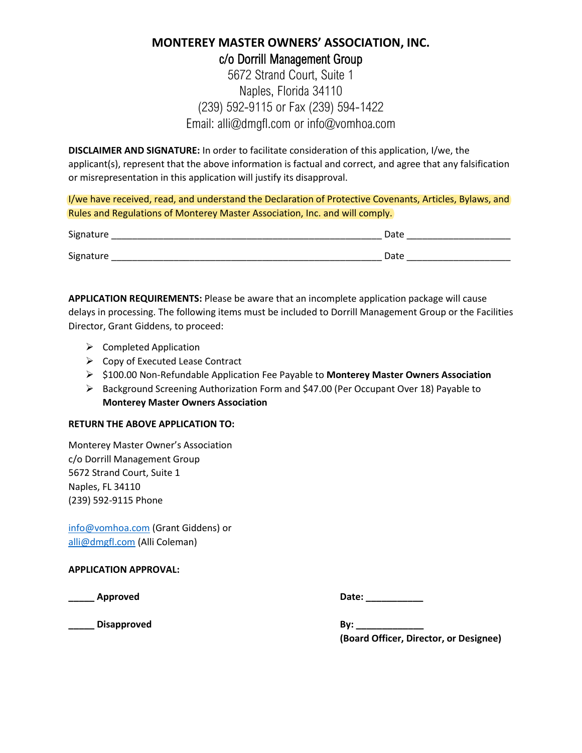# MONTEREY MASTER OWNERS' ASSOCIATION, INC.

c/o Dorrill Management Group
5672 Strand Court, Suite 1
Naples, Florida 34110
(239) 592-9115 or Fax (239) 594-1422
Email: alli@dmgfl.com or info@vomhoa.com

**DISCLAIMER AND SIGNATURE:** In order to facilitate consideration of this application, I/we, the applicant(s), represent that the above information is factual and correct, and agree that any falsification or misrepresentation in this application will justify its disapproval.

I/we have received, read, and understand the Declaration of Protective Covenants, Articles, Bylaws, and Rules and Regulations of Monterey Master Association, Inc. and will comply.

Signature ____________________________________________________ Date ___________________

Signature ____________________________________________________ Date ___________________

**APPLICATION REQUIREMENTS:** Please be aware that an incomplete application package will cause delays in processing. The following items must be included to Dorrill Management Group or the Facilities Director, Grant Giddens, to proceed:

- Completed Application
- Copy of Executed Lease Contract
- $100.00 Non-Refundable Application Fee Payable to **Monterey Master Owners Association**
- Background Screening Authorization Form and $47.00 (Per Occupant Over 18) Payable to **Monterey Master Owners Association**

**RETURN THE ABOVE APPLICATION TO:**

Monterey Master Owner's Association
c/o Dorrill Management Group
5672 Strand Court, Suite 1
Naples, FL 34110
(239) 592-9115 Phone

info@vomhoa.com (Grant Giddens) or
alli@dmgfl.com (Alli Coleman)

**APPLICATION APPROVAL:**

**_____ Approved** **Date: ___________**

**_____ Disapproved** **By: _____________**
**(Board Officer, Director, or Designee)**